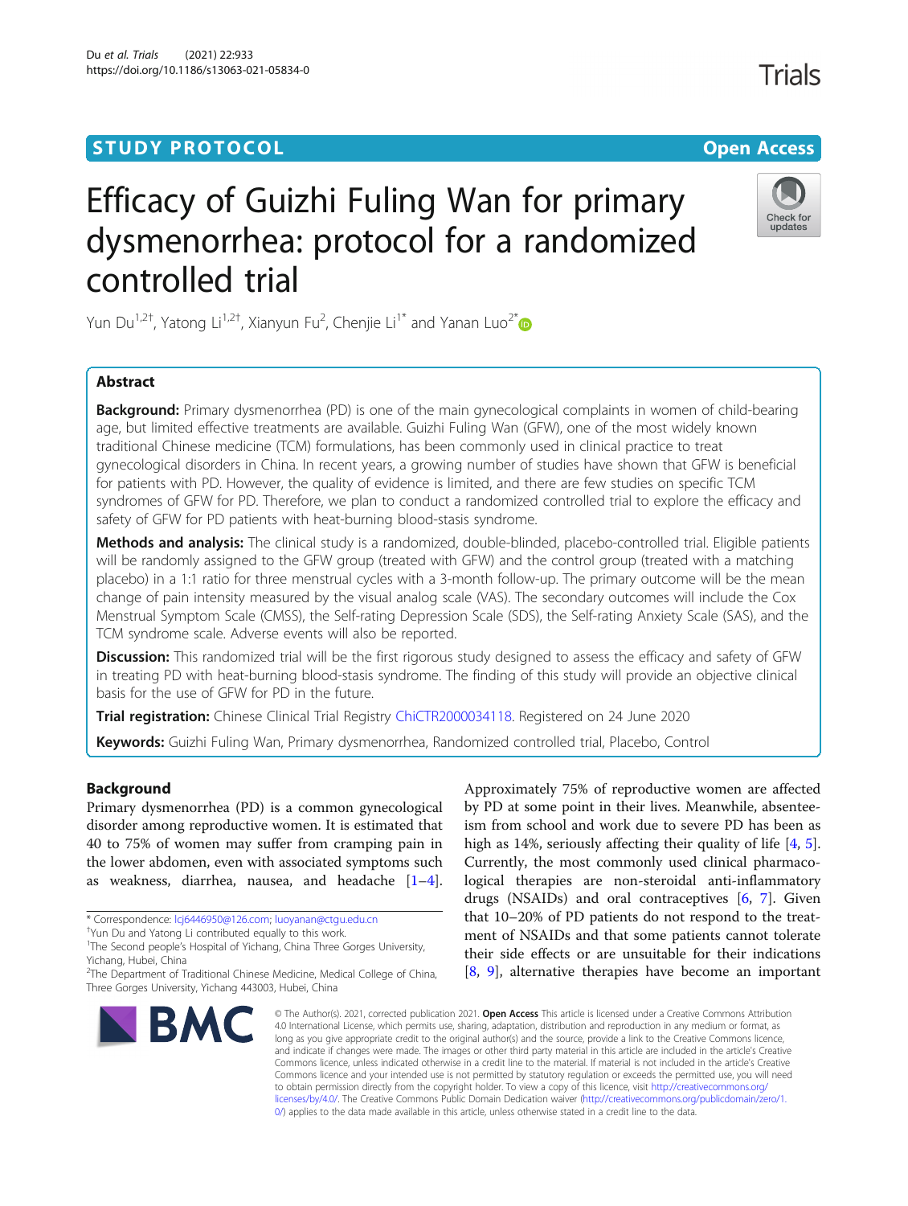STUDY PROTOCOL

Open Access

# Efficacy of Guizhi Fuling Wan for primary dysmenorrhea: protocol for a randomized controlled trial

Yun Du[1,2†], Yatong Li[1,2†], Xianyun Fu[2], Chenjie Li[1*] and Yanan Luo[2*]

## Abstract

**Background:** Primary dysmenorrhea (PD) is one of the main gynecological complaints in women of child-bearing age, but limited effective treatments are available. Guizhi Fuling Wan (GFW), one of the most widely known traditional Chinese medicine (TCM) formulations, has been commonly used in clinical practice to treat gynecological disorders in China. In recent years, a growing number of studies have shown that GFW is beneficial for patients with PD. However, the quality of evidence is limited, and there are few studies on specific TCM syndromes of GFW for PD. Therefore, we plan to conduct a randomized controlled trial to explore the efficacy and safety of GFW for PD patients with heat-burning blood-stasis syndrome.

**Methods and analysis:** The clinical study is a randomized, double-blinded, placebo-controlled trial. Eligible patients will be randomly assigned to the GFW group (treated with GFW) and the control group (treated with a matching placebo) in a 1:1 ratio for three menstrual cycles with a 3-month follow-up. The primary outcome will be the mean change of pain intensity measured by the visual analog scale (VAS). The secondary outcomes will include the Cox Menstrual Symptom Scale (CMSS), the Self-rating Depression Scale (SDS), the Self-rating Anxiety Scale (SAS), and the TCM syndrome scale. Adverse events will also be reported.

**Discussion:** This randomized trial will be the first rigorous study designed to assess the efficacy and safety of GFW in treating PD with heat-burning blood-stasis syndrome. The finding of this study will provide an objective clinical basis for the use of GFW for PD in the future.

**Trial registration:** Chinese Clinical Trial Registry ChiCTR2000034118. Registered on 24 June 2020

**Keywords:** Guizhi Fuling Wan, Primary dysmenorrhea, Randomized controlled trial, Placebo, Control

## Background

Primary dysmenorrhea (PD) is a common gynecological disorder among reproductive women. It is estimated that 40 to 75% of women may suffer from cramping pain in the lower abdomen, even with associated symptoms such as weakness, diarrhea, nausea, and headache [1–4]. Approximately 75% of reproductive women are affected by PD at some point in their lives. Meanwhile, absenteeism from school and work due to severe PD has been as high as 14%, seriously affecting their quality of life [4, 5]. Currently, the most commonly used clinical pharmacological therapies are non-steroidal anti-inflammatory drugs (NSAIDs) and oral contraceptives [6, 7]. Given that 10–20% of PD patients do not respond to the treatment of NSAIDs and that some patients cannot tolerate their side effects or are unsuitable for their indications [8, 9], alternative therapies have become an important

\* Correspondence: lcj6446950@126.com; luoyanan@ctgu.edu.cn

†Yun Du and Yatong Li contributed equally to this work.

[1]The Second people's Hospital of Yichang, China Three Gorges University, Yichang, Hubei, China

[2]The Department of Traditional Chinese Medicine, Medical College of China, Three Gorges University, Yichang 443003, Hubei, China

© The Author(s). 2021, corrected publication 2021. **Open Access** This article is licensed under a Creative Commons Attribution 4.0 International License, which permits use, sharing, adaptation, distribution and reproduction in any medium or format, as long as you give appropriate credit to the original author(s) and the source, provide a link to the Creative Commons licence, and indicate if changes were made. The images or other third party material in this article are included in the article's Creative Commons licence, unless indicated otherwise in a credit line to the material. If material is not included in the article's Creative Commons licence and your intended use is not permitted by statutory regulation or exceeds the permitted use, you will need to obtain permission directly from the copyright holder. To view a copy of this licence, visit http://creativecommons.org/licenses/by/4.0/. The Creative Commons Public Domain Dedication waiver (http://creativecommons.org/publicdomain/zero/1.0/) applies to the data made available in this article, unless otherwise stated in a credit line to the data.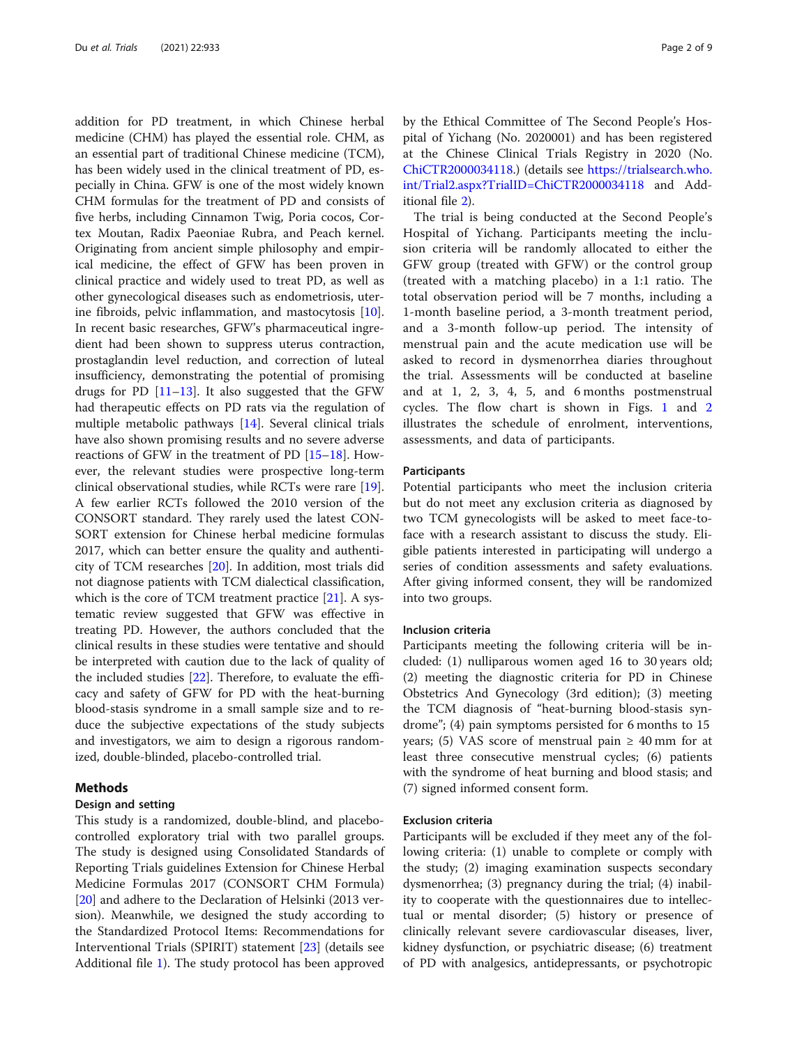addition for PD treatment, in which Chinese herbal medicine (CHM) has played the essential role. CHM, as an essential part of traditional Chinese medicine (TCM), has been widely used in the clinical treatment of PD, especially in China. GFW is one of the most widely known CHM formulas for the treatment of PD and consists of five herbs, including Cinnamon Twig, Poria cocos, Cortex Moutan, Radix Paeoniae Rubra, and Peach kernel. Originating from ancient simple philosophy and empirical medicine, the effect of GFW has been proven in clinical practice and widely used to treat PD, as well as other gynecological diseases such as endometriosis, uterine fibroids, pelvic inflammation, and mastocytosis [10]. In recent basic researches, GFW's pharmaceutical ingredient had been shown to suppress uterus contraction, prostaglandin level reduction, and correction of luteal insufficiency, demonstrating the potential of promising drugs for PD [11–13]. It also suggested that the GFW had therapeutic effects on PD rats via the regulation of multiple metabolic pathways [14]. Several clinical trials have also shown promising results and no severe adverse reactions of GFW in the treatment of PD [15–18]. However, the relevant studies were prospective long-term clinical observational studies, while RCTs were rare [19]. A few earlier RCTs followed the 2010 version of the CONSORT standard. They rarely used the latest CONSORT extension for Chinese herbal medicine formulas 2017, which can better ensure the quality and authenticity of TCM researches [20]. In addition, most trials did not diagnose patients with TCM dialectical classification, which is the core of TCM treatment practice [21]. A systematic review suggested that GFW was effective in treating PD. However, the authors concluded that the clinical results in these studies were tentative and should be interpreted with caution due to the lack of quality of the included studies [22]. Therefore, to evaluate the efficacy and safety of GFW for PD with the heat-burning blood-stasis syndrome in a small sample size and to reduce the subjective expectations of the study subjects and investigators, we aim to design a rigorous randomized, double-blinded, placebo-controlled trial.

## Methods

### Design and setting

This study is a randomized, double-blind, and placebo-controlled exploratory trial with two parallel groups. The study is designed using Consolidated Standards of Reporting Trials guidelines Extension for Chinese Herbal Medicine Formulas 2017 (CONSORT CHM Formula) [20] and adhere to the Declaration of Helsinki (2013 version). Meanwhile, we designed the study according to the Standardized Protocol Items: Recommendations for Interventional Trials (SPIRIT) statement [23] (details see Additional file 1). The study protocol has been approved by the Ethical Committee of The Second People's Hospital of Yichang (No. 2020001) and has been registered at the Chinese Clinical Trials Registry in 2020 (No. ChiCTR2000034118.) (details see https://trialsearch.who.int/Trial2.aspx?TrialID=ChiCTR2000034118 and Additional file 2).

The trial is being conducted at the Second People's Hospital of Yichang. Participants meeting the inclusion criteria will be randomly allocated to either the GFW group (treated with GFW) or the control group (treated with a matching placebo) in a 1:1 ratio. The total observation period will be 7 months, including a 1-month baseline period, a 3-month treatment period, and a 3-month follow-up period. The intensity of menstrual pain and the acute medication use will be asked to record in dysmenorrhea diaries throughout the trial. Assessments will be conducted at baseline and at 1, 2, 3, 4, 5, and 6 months postmenstrual cycles. The flow chart is shown in Figs. 1 and 2 illustrates the schedule of enrolment, interventions, assessments, and data of participants.

### Participants

Potential participants who meet the inclusion criteria but do not meet any exclusion criteria as diagnosed by two TCM gynecologists will be asked to meet face-to-face with a research assistant to discuss the study. Eligible patients interested in participating will undergo a series of condition assessments and safety evaluations. After giving informed consent, they will be randomized into two groups.

### Inclusion criteria

Participants meeting the following criteria will be included: (1) nulliparous women aged 16 to 30 years old; (2) meeting the diagnostic criteria for PD in Chinese Obstetrics And Gynecology (3rd edition); (3) meeting the TCM diagnosis of "heat-burning blood-stasis syndrome"; (4) pain symptoms persisted for 6 months to 15 years; (5) VAS score of menstrual pain ≥ 40 mm for at least three consecutive menstrual cycles; (6) patients with the syndrome of heat burning and blood stasis; and (7) signed informed consent form.

### Exclusion criteria

Participants will be excluded if they meet any of the following criteria: (1) unable to complete or comply with the study; (2) imaging examination suspects secondary dysmenorrhea; (3) pregnancy during the trial; (4) inability to cooperate with the questionnaires due to intellectual or mental disorder; (5) history or presence of clinically relevant severe cardiovascular diseases, liver, kidney dysfunction, or psychiatric disease; (6) treatment of PD with analgesics, antidepressants, or psychotropic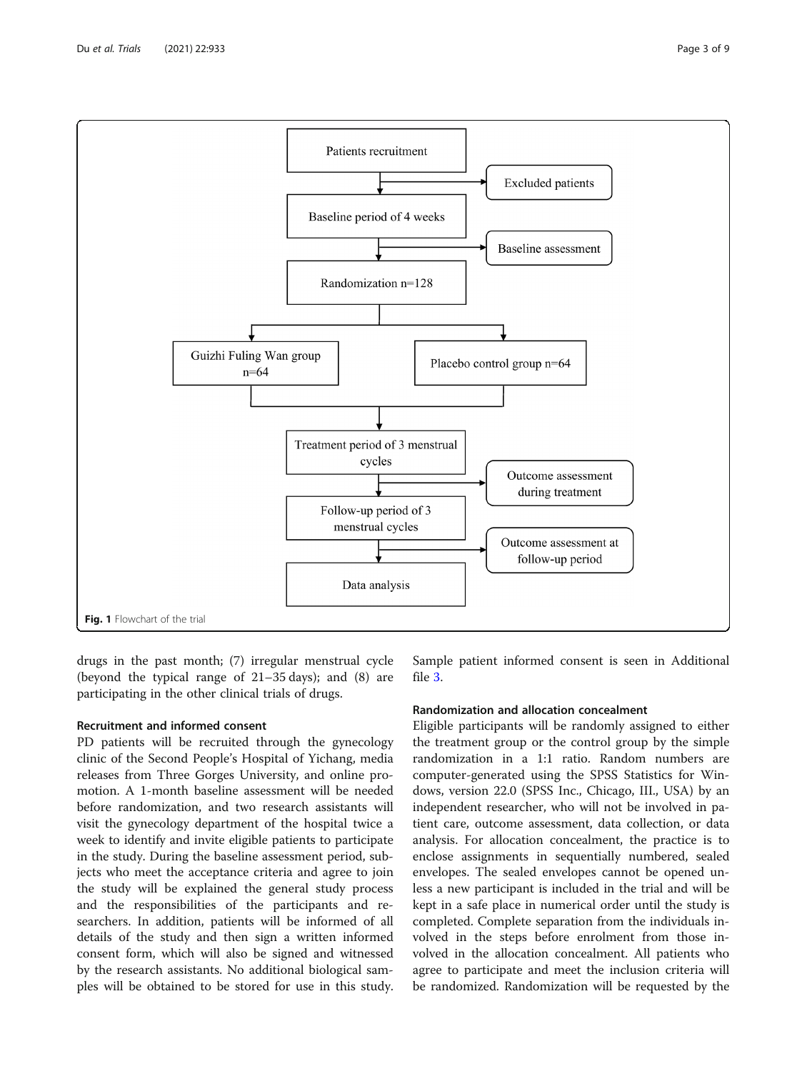Patients recruitment

Excluded patients

Baseline period of 4 weeks

Baseline assessment

Randomization n=128

Guizhi Fuling Wan group n=64

Placebo control group n=64

Treatment period of 3 menstrual cycles

Outcome assessment during treatment

Follow-up period of 3 menstrual cycles

Outcome assessment at follow-up period

Data analysis

**Fig. 1** Flowchart of the trial

drugs in the past month; (7) irregular menstrual cycle (beyond the typical range of 21–35 days); and (8) are participating in the other clinical trials of drugs.

### Recruitment and informed consent

PD patients will be recruited through the gynecology clinic of the Second People's Hospital of Yichang, media releases from Three Gorges University, and online promotion. A 1-month baseline assessment will be needed before randomization, and two research assistants will visit the gynecology department of the hospital twice a week to identify and invite eligible patients to participate in the study. During the baseline assessment period, subjects who meet the acceptance criteria and agree to join the study will be explained the general study process and the responsibilities of the participants and researchers. In addition, patients will be informed of all details of the study and then sign a written informed consent form, which will also be signed and witnessed by the research assistants. No additional biological samples will be obtained to be stored for use in this study. Sample patient informed consent is seen in Additional file 3.

### Randomization and allocation concealment

Eligible participants will be randomly assigned to either the treatment group or the control group by the simple randomization in a 1:1 ratio. Random numbers are computer-generated using the SPSS Statistics for Windows, version 22.0 (SPSS Inc., Chicago, Ill., USA) by an independent researcher, who will not be involved in patient care, outcome assessment, data collection, or data analysis. For allocation concealment, the practice is to enclose assignments in sequentially numbered, sealed envelopes. The sealed envelopes cannot be opened unless a new participant is included in the trial and will be kept in a safe place in numerical order until the study is completed. Complete separation from the individuals involved in the steps before enrolment from those involved in the allocation concealment. All patients who agree to participate and meet the inclusion criteria will be randomized. Randomization will be requested by the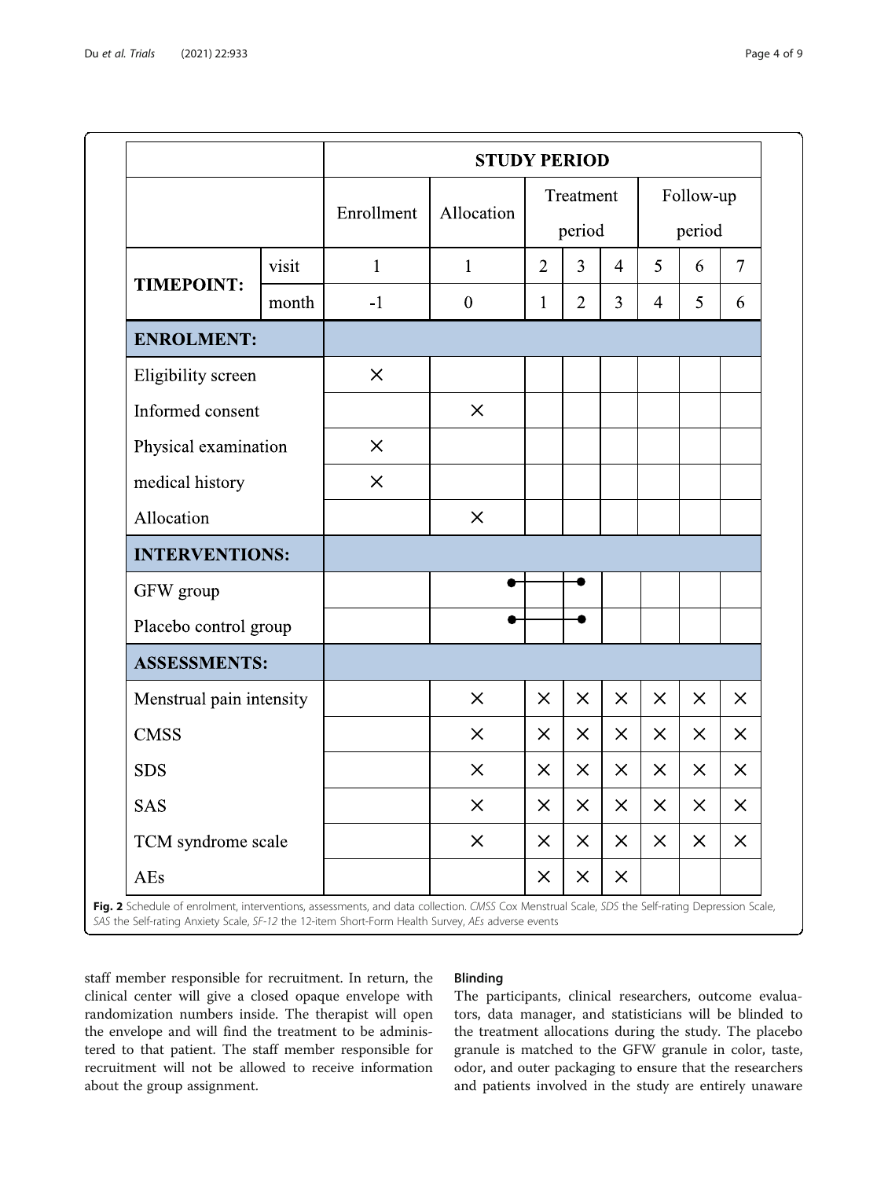| | | STUDY PERIOD | | | | | | | |
|---|---|---|---|---|---|---|---|---|---|
| | | Enrollment | Allocation | Treatment period | | | Follow-up period | | |
| **TIMEPOINT:** | visit | 1 | 1 | 2 | 3 | 4 | 5 | 6 | 7 |
| | month | -1 | 0 | 1 | 2 | 3 | 4 | 5 | 6 |
| **ENROLMENT:** | | | | | | | | | |
| Eligibility screen | | × | | | | | | | |
| Informed consent | | | × | | | | | | |
| Physical examination | | × | | | | | | | |
| medical history | | × | | | | | | | |
| Allocation | | | × | | | | | | |
| **INTERVENTIONS:** | | | | | | | | | |
| GFW group | | | | ●—— | ——● | | | | |
| Placebo control group | | | | ●—— | ——● | | | | |
| **ASSESSMENTS:** | | | | | | | | | |
| Menstrual pain intensity | | | × | × | × | × | × | × | × |
| CMSS | | | × | × | × | × | × | × | × |
| SDS | | | × | × | × | × | × | × | × |
| SAS | | | × | × | × | × | × | × | × |
| TCM syndrome scale | | | × | × | × | × | × | × | × |
| AEs | | | | × | × | × | | | |

**Fig. 2** Schedule of enrolment, interventions, assessments, and data collection. *CMSS* Cox Menstrual Scale, *SDS* the Self-rating Depression Scale, *SAS* the Self-rating Anxiety Scale, *SF-12* the 12-item Short-Form Health Survey, *AEs* adverse events

staff member responsible for recruitment. In return, the clinical center will give a closed opaque envelope with randomization numbers inside. The therapist will open the envelope and will find the treatment to be administered to that patient. The staff member responsible for recruitment will not be allowed to receive information about the group assignment.

#### Blinding

The participants, clinical researchers, outcome evaluators, data manager, and statisticians will be blinded to the treatment allocations during the study. The placebo granule is matched to the GFW granule in color, taste, odor, and outer packaging to ensure that the researchers and patients involved in the study are entirely unaware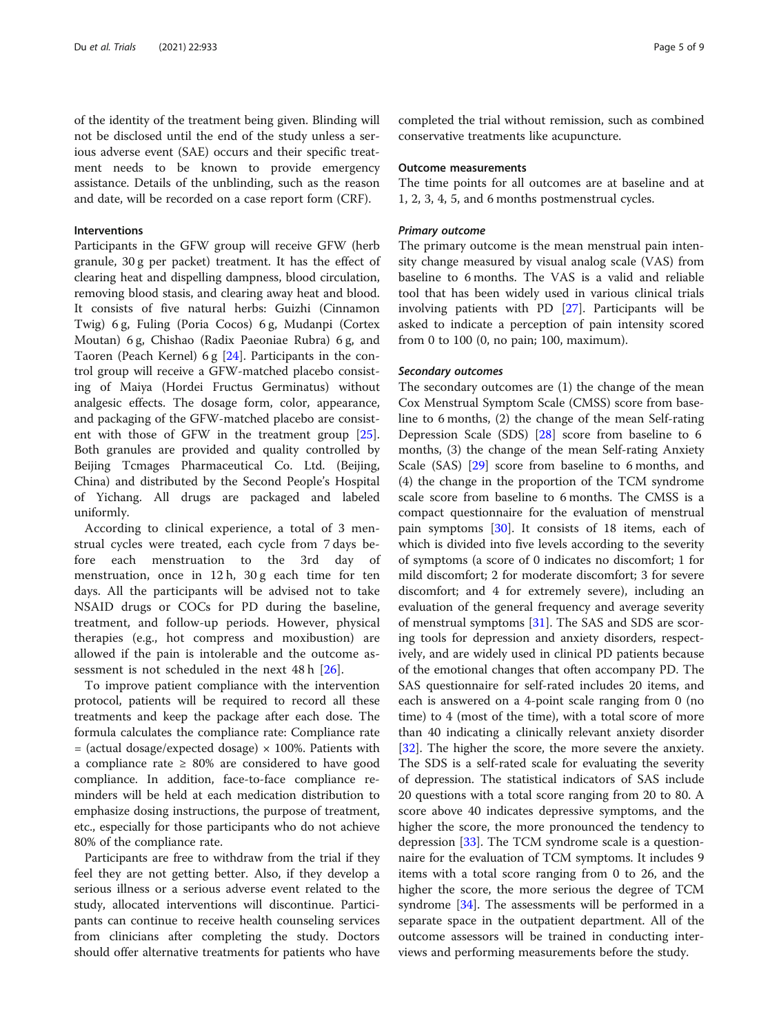of the identity of the treatment being given. Blinding will not be disclosed until the end of the study unless a serious adverse event (SAE) occurs and their specific treatment needs to be known to provide emergency assistance. Details of the unblinding, such as the reason and date, will be recorded on a case report form (CRF).

### Interventions

Participants in the GFW group will receive GFW (herb granule, 30 g per packet) treatment. It has the effect of clearing heat and dispelling dampness, blood circulation, removing blood stasis, and clearing away heat and blood. It consists of five natural herbs: Guizhi (Cinnamon Twig) 6 g, Fuling (Poria Cocos) 6 g, Mudanpi (Cortex Moutan) 6 g, Chishao (Radix Paeoniae Rubra) 6 g, and Taoren (Peach Kernel) 6 g [24]. Participants in the control group will receive a GFW-matched placebo consisting of Maiya (Hordei Fructus Germinatus) without analgesic effects. The dosage form, color, appearance, and packaging of the GFW-matched placebo are consistent with those of GFW in the treatment group [25]. Both granules are provided and quality controlled by Beijing Tcmages Pharmaceutical Co. Ltd. (Beijing, China) and distributed by the Second People's Hospital of Yichang. All drugs are packaged and labeled uniformly.

According to clinical experience, a total of 3 menstrual cycles were treated, each cycle from 7 days before each menstruation to the 3rd day of menstruation, once in 12 h, 30 g each time for ten days. All the participants will be advised not to take NSAID drugs or COCs for PD during the baseline, treatment, and follow-up periods. However, physical therapies (e.g., hot compress and moxibustion) are allowed if the pain is intolerable and the outcome assessment is not scheduled in the next 48 h [26].

To improve patient compliance with the intervention protocol, patients will be required to record all these treatments and keep the package after each dose. The formula calculates the compliance rate: Compliance rate = (actual dosage/expected dosage) × 100%. Patients with a compliance rate ≥ 80% are considered to have good compliance. In addition, face-to-face compliance reminders will be held at each medication distribution to emphasize dosing instructions, the purpose of treatment, etc., especially for those participants who do not achieve 80% of the compliance rate.

Participants are free to withdraw from the trial if they feel they are not getting better. Also, if they develop a serious illness or a serious adverse event related to the study, allocated interventions will discontinue. Participants can continue to receive health counseling services from clinicians after completing the study. Doctors should offer alternative treatments for patients who have completed the trial without remission, such as combined conservative treatments like acupuncture.

### Outcome measurements

The time points for all outcomes are at baseline and at 1, 2, 3, 4, 5, and 6 months postmenstrual cycles.

#### *Primary outcome*

The primary outcome is the mean menstrual pain intensity change measured by visual analog scale (VAS) from baseline to 6 months. The VAS is a valid and reliable tool that has been widely used in various clinical trials involving patients with PD [27]. Participants will be asked to indicate a perception of pain intensity scored from 0 to 100 (0, no pain; 100, maximum).

#### *Secondary outcomes*

The secondary outcomes are (1) the change of the mean Cox Menstrual Symptom Scale (CMSS) score from baseline to 6 months, (2) the change of the mean Self-rating Depression Scale (SDS) [28] score from baseline to 6 months, (3) the change of the mean Self-rating Anxiety Scale (SAS) [29] score from baseline to 6 months, and (4) the change in the proportion of the TCM syndrome scale score from baseline to 6 months. The CMSS is a compact questionnaire for the evaluation of menstrual pain symptoms [30]. It consists of 18 items, each of which is divided into five levels according to the severity of symptoms (a score of 0 indicates no discomfort; 1 for mild discomfort; 2 for moderate discomfort; 3 for severe discomfort; and 4 for extremely severe), including an evaluation of the general frequency and average severity of menstrual symptoms [31]. The SAS and SDS are scoring tools for depression and anxiety disorders, respectively, and are widely used in clinical PD patients because of the emotional changes that often accompany PD. The SAS questionnaire for self-rated includes 20 items, and each is answered on a 4-point scale ranging from 0 (no time) to 4 (most of the time), with a total score of more than 40 indicating a clinically relevant anxiety disorder [32]. The higher the score, the more severe the anxiety. The SDS is a self-rated scale for evaluating the severity of depression. The statistical indicators of SAS include 20 questions with a total score ranging from 20 to 80. A score above 40 indicates depressive symptoms, and the higher the score, the more pronounced the tendency to depression [33]. The TCM syndrome scale is a questionnaire for the evaluation of TCM symptoms. It includes 9 items with a total score ranging from 0 to 26, and the higher the score, the more serious the degree of TCM syndrome [34]. The assessments will be performed in a separate space in the outpatient department. All of the outcome assessors will be trained in conducting interviews and performing measurements before the study.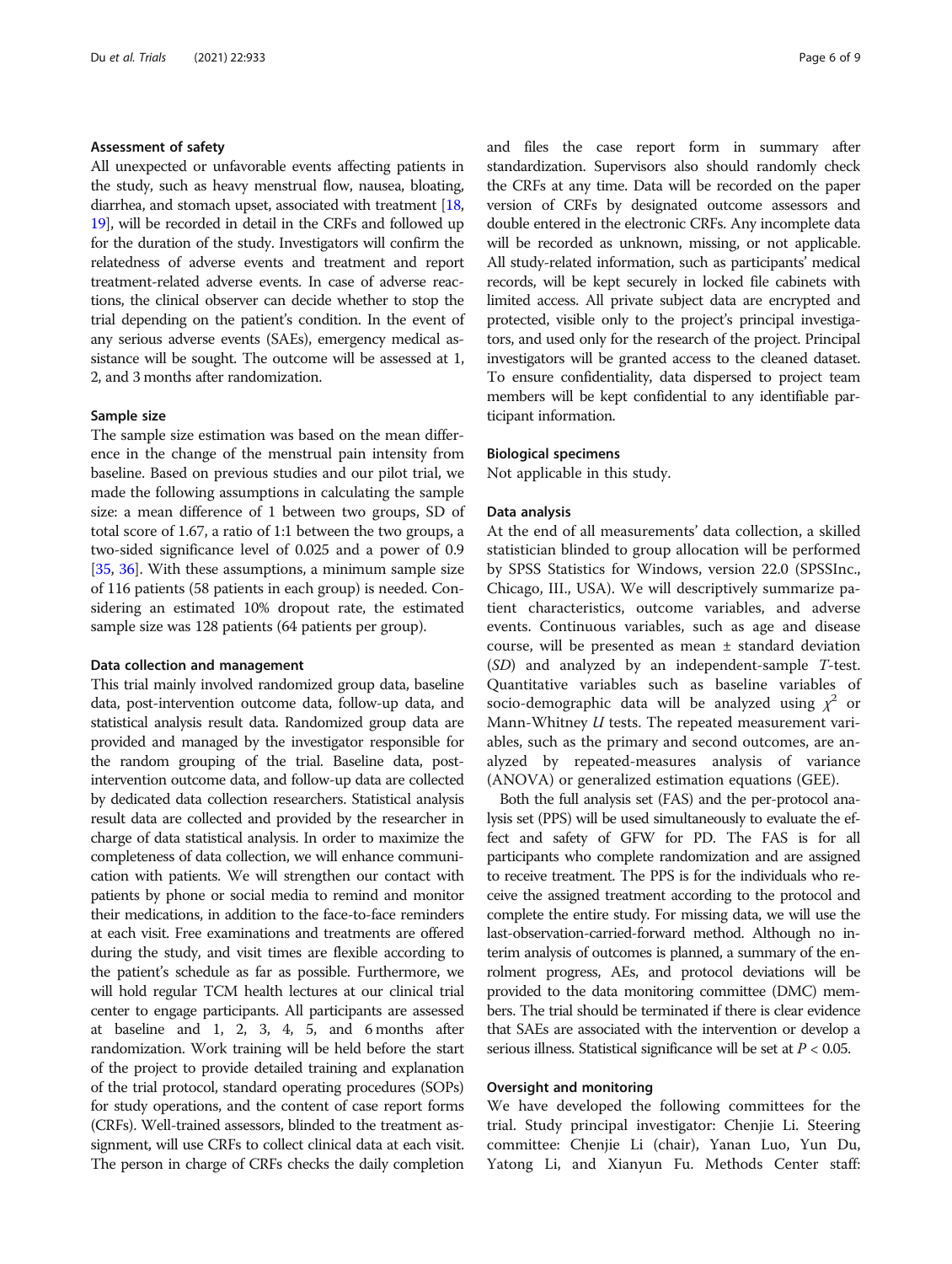### Assessment of safety

All unexpected or unfavorable events affecting patients in the study, such as heavy menstrual flow, nausea, bloating, diarrhea, and stomach upset, associated with treatment [18, 19], will be recorded in detail in the CRFs and followed up for the duration of the study. Investigators will confirm the relatedness of adverse events and treatment and report treatment-related adverse events. In case of adverse reactions, the clinical observer can decide whether to stop the trial depending on the patient's condition. In the event of any serious adverse events (SAEs), emergency medical assistance will be sought. The outcome will be assessed at 1, 2, and 3 months after randomization.

### Sample size

The sample size estimation was based on the mean difference in the change of the menstrual pain intensity from baseline. Based on previous studies and our pilot trial, we made the following assumptions in calculating the sample size: a mean difference of 1 between two groups, SD of total score of 1.67, a ratio of 1:1 between the two groups, a two-sided significance level of 0.025 and a power of 0.9 [35, 36]. With these assumptions, a minimum sample size of 116 patients (58 patients in each group) is needed. Considering an estimated 10% dropout rate, the estimated sample size was 128 patients (64 patients per group).

### Data collection and management

This trial mainly involved randomized group data, baseline data, post-intervention outcome data, follow-up data, and statistical analysis result data. Randomized group data are provided and managed by the investigator responsible for the random grouping of the trial. Baseline data, post-intervention outcome data, and follow-up data are collected by dedicated data collection researchers. Statistical analysis result data are collected and provided by the researcher in charge of data statistical analysis. In order to maximize the completeness of data collection, we will enhance communication with patients. We will strengthen our contact with patients by phone or social media to remind and monitor their medications, in addition to the face-to-face reminders at each visit. Free examinations and treatments are offered during the study, and visit times are flexible according to the patient's schedule as far as possible. Furthermore, we will hold regular TCM health lectures at our clinical trial center to engage participants. All participants are assessed at baseline and 1, 2, 3, 4, 5, and 6 months after randomization. Work training will be held before the start of the project to provide detailed training and explanation of the trial protocol, standard operating procedures (SOPs) for study operations, and the content of case report forms (CRFs). Well-trained assessors, blinded to the treatment assignment, will use CRFs to collect clinical data at each visit. The person in charge of CRFs checks the daily completion and files the case report form in summary after standardization. Supervisors also should randomly check the CRFs at any time. Data will be recorded on the paper version of CRFs by designated outcome assessors and double entered in the electronic CRFs. Any incomplete data will be recorded as unknown, missing, or not applicable. All study-related information, such as participants' medical records, will be kept securely in locked file cabinets with limited access. All private subject data are encrypted and protected, visible only to the project's principal investigators, and used only for the research of the project. Principal investigators will be granted access to the cleaned dataset. To ensure confidentiality, data dispersed to project team members will be kept confidential to any identifiable participant information.

### Biological specimens

Not applicable in this study.

### Data analysis

At the end of all measurements' data collection, a skilled statistician blinded to group allocation will be performed by SPSS Statistics for Windows, version 22.0 (SPSSInc., Chicago, III., USA). We will descriptively summarize patient characteristics, outcome variables, and adverse events. Continuous variables, such as age and disease course, will be presented as mean ± standard deviation (*SD*) and analyzed by an independent-sample *T*-test. Quantitative variables such as baseline variables of socio-demographic data will be analyzed using $\chi^2$ or Mann-Whitney *U* tests. The repeated measurement variables, such as the primary and second outcomes, are analyzed by repeated-measures analysis of variance (ANOVA) or generalized estimation equations (GEE).

Both the full analysis set (FAS) and the per-protocol analysis set (PPS) will be used simultaneously to evaluate the effect and safety of GFW for PD. The FAS is for all participants who complete randomization and are assigned to receive treatment. The PPS is for the individuals who receive the assigned treatment according to the protocol and complete the entire study. For missing data, we will use the last-observation-carried-forward method. Although no interim analysis of outcomes is planned, a summary of the enrolment progress, AEs, and protocol deviations will be provided to the data monitoring committee (DMC) members. The trial should be terminated if there is clear evidence that SAEs are associated with the intervention or develop a serious illness. Statistical significance will be set at $P < 0.05$.

### Oversight and monitoring

We have developed the following committees for the trial. Study principal investigator: Chenjie Li. Steering committee: Chenjie Li (chair), Yanan Luo, Yun Du, Yatong Li, and Xianyun Fu. Methods Center staff: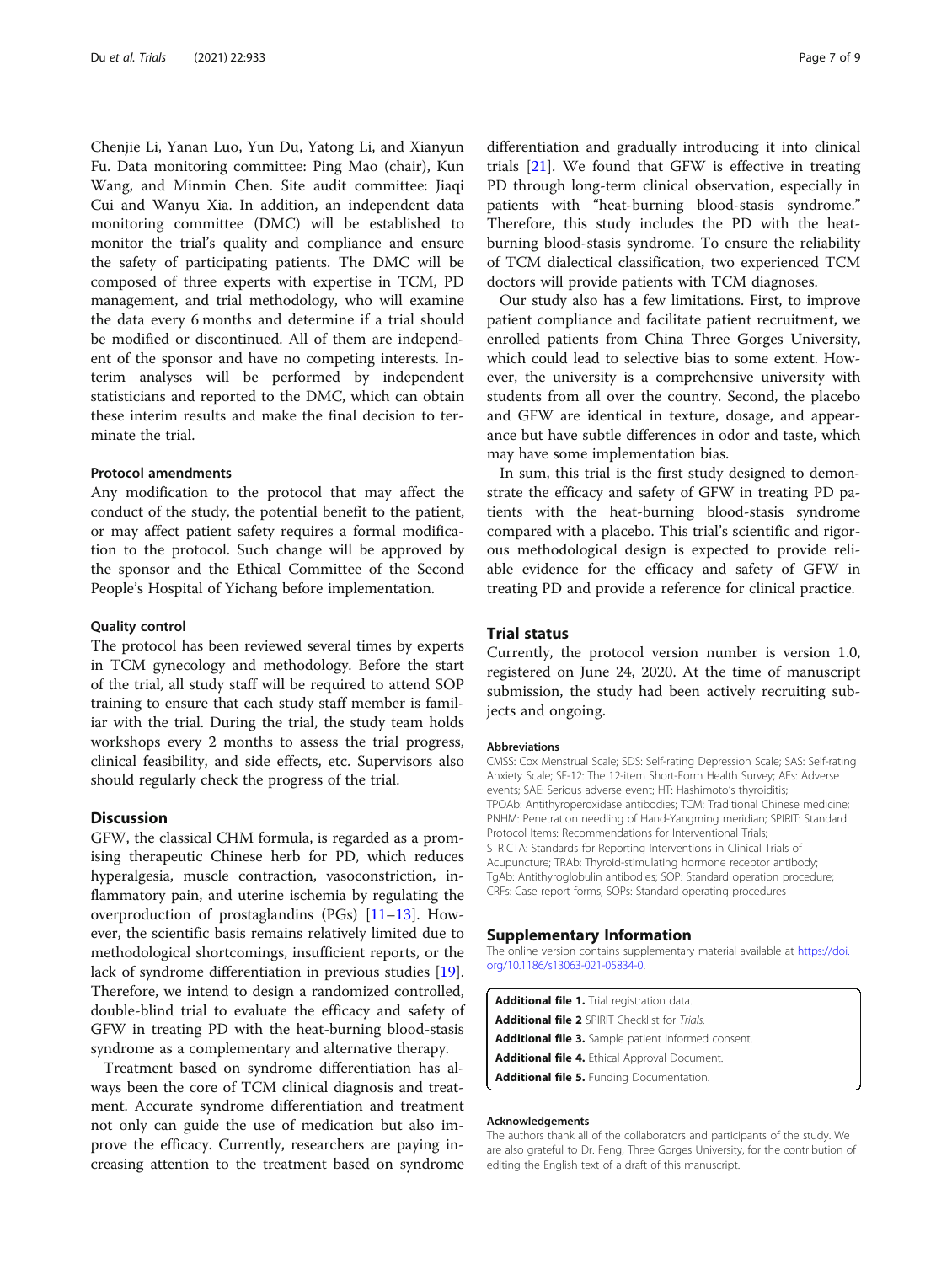Chenjie Li, Yanan Luo, Yun Du, Yatong Li, and Xianyun Fu. Data monitoring committee: Ping Mao (chair), Kun Wang, and Minmin Chen. Site audit committee: Jiaqi Cui and Wanyu Xia. In addition, an independent data monitoring committee (DMC) will be established to monitor the trial's quality and compliance and ensure the safety of participating patients. The DMC will be composed of three experts with expertise in TCM, PD management, and trial methodology, who will examine the data every 6 months and determine if a trial should be modified or discontinued. All of them are independent of the sponsor and have no competing interests. Interim analyses will be performed by independent statisticians and reported to the DMC, which can obtain these interim results and make the final decision to terminate the trial.

### Protocol amendments

Any modification to the protocol that may affect the conduct of the study, the potential benefit to the patient, or may affect patient safety requires a formal modification to the protocol. Such change will be approved by the sponsor and the Ethical Committee of the Second People's Hospital of Yichang before implementation.

### Quality control

The protocol has been reviewed several times by experts in TCM gynecology and methodology. Before the start of the trial, all study staff will be required to attend SOP training to ensure that each study staff member is familiar with the trial. During the trial, the study team holds workshops every 2 months to assess the trial progress, clinical feasibility, and side effects, etc. Supervisors also should regularly check the progress of the trial.

## Discussion

GFW, the classical CHM formula, is regarded as a promising therapeutic Chinese herb for PD, which reduces hyperalgesia, muscle contraction, vasoconstriction, inflammatory pain, and uterine ischemia by regulating the overproduction of prostaglandins (PGs) [11–13]. However, the scientific basis remains relatively limited due to methodological shortcomings, insufficient reports, or the lack of syndrome differentiation in previous studies [19]. Therefore, we intend to design a randomized controlled, double-blind trial to evaluate the efficacy and safety of GFW in treating PD with the heat-burning blood-stasis syndrome as a complementary and alternative therapy.

Treatment based on syndrome differentiation has always been the core of TCM clinical diagnosis and treatment. Accurate syndrome differentiation and treatment not only can guide the use of medication but also improve the efficacy. Currently, researchers are paying increasing attention to the treatment based on syndrome differentiation and gradually introducing it into clinical trials [21]. We found that GFW is effective in treating PD through long-term clinical observation, especially in patients with "heat-burning blood-stasis syndrome." Therefore, this study includes the PD with the heat-burning blood-stasis syndrome. To ensure the reliability of TCM dialectical classification, two experienced TCM doctors will provide patients with TCM diagnoses.

Our study also has a few limitations. First, to improve patient compliance and facilitate patient recruitment, we enrolled patients from China Three Gorges University, which could lead to selective bias to some extent. However, the university is a comprehensive university with students from all over the country. Second, the placebo and GFW are identical in texture, dosage, and appearance but have subtle differences in odor and taste, which may have some implementation bias.

In sum, this trial is the first study designed to demonstrate the efficacy and safety of GFW in treating PD patients with the heat-burning blood-stasis syndrome compared with a placebo. This trial's scientific and rigorous methodological design is expected to provide reliable evidence for the efficacy and safety of GFW in treating PD and provide a reference for clinical practice.

## Trial status

Currently, the protocol version number is version 1.0, registered on June 24, 2020. At the time of manuscript submission, the study had been actively recruiting subjects and ongoing.

#### Abbreviations

CMSS: Cox Menstrual Scale; SDS: Self-rating Depression Scale; SAS: Self-rating Anxiety Scale; SF-12: The 12-item Short-Form Health Survey; AEs: Adverse events; SAE: Serious adverse event; HT: Hashimoto's thyroiditis; TPOAb: Antithyroperoxidase antibodies; TCM: Traditional Chinese medicine; PNHM: Penetration needling of Hand-Yangming meridian; SPIRIT: Standard Protocol Items: Recommendations for Interventional Trials; STRICTA: Standards for Reporting Interventions in Clinical Trials of Acupuncture; TRAb: Thyroid-stimulating hormone receptor antibody; TgAb: Antithyroglobulin antibodies; SOP: Standard operation procedure; CRFs: Case report forms; SOPs: Standard operating procedures

## Supplementary Information

The online version contains supplementary material available at https://doi.org/10.1186/s13063-021-05834-0.

**Additional file 1.** Trial registration data.
**Additional file 2** SPIRIT Checklist for *Trials*.
**Additional file 3.** Sample patient informed consent.
**Additional file 4.** Ethical Approval Document.
**Additional file 5.** Funding Documentation.

#### Acknowledgements

The authors thank all of the collaborators and participants of the study. We are also grateful to Dr. Feng, Three Gorges University, for the contribution of editing the English text of a draft of this manuscript.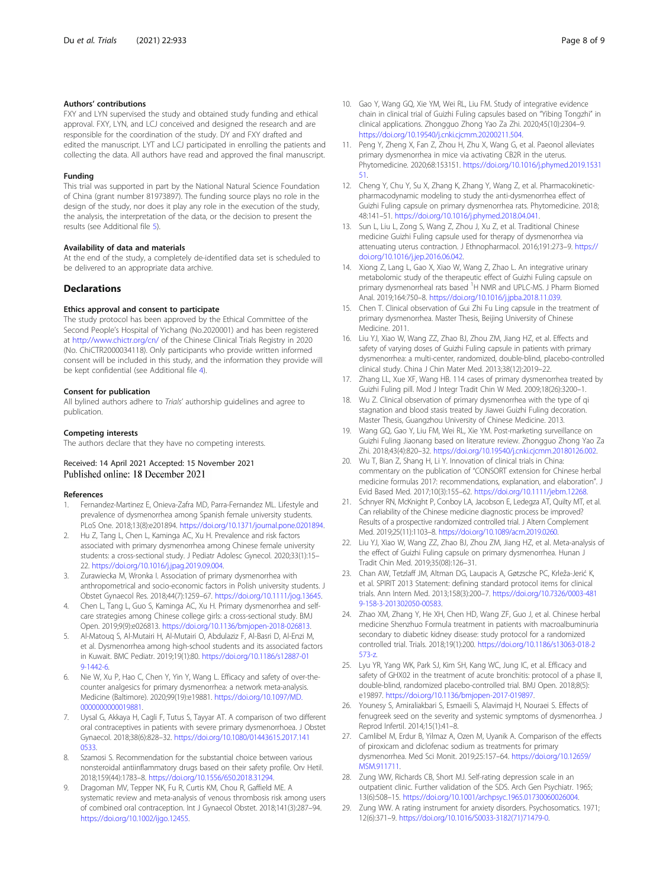### Authors' contributions

FXY and LYN supervised the study and obtained study funding and ethical approval. FXY, LYN, and LCJ conceived and designed the research and are responsible for the coordination of the study. DY and FXY drafted and edited the manuscript. LYT and LCJ participated in enrolling the patients and collecting the data. All authors have read and approved the final manuscript.

### Funding

This trial was supported in part by the National Natural Science Foundation of China (grant number 81973897). The funding source plays no role in the design of the study, nor does it play any role in the execution of the study, the analysis, the interpretation of the data, or the decision to present the results (see Additional file 5).

### Availability of data and materials

At the end of the study, a completely de-identified data set is scheduled to be delivered to an appropriate data archive.

## Declarations

### Ethics approval and consent to participate

The study protocol has been approved by the Ethical Committee of the Second People's Hospital of Yichang (No.2020001) and has been registered at http://www.chictr.org/cn/ of the Chinese Clinical Trials Registry in 2020 (No. ChiCTR2000034118). Only participants who provide written informed consent will be included in this study, and the information they provide will be kept confidential (see Additional file 4).

### Consent for publication

All bylined authors adhere to *Trials*' authorship guidelines and agree to publication.

### Competing interests

The authors declare that they have no competing interests.

Received: 14 April 2021 Accepted: 15 November 2021
Published online: 18 December 2021

### References

1. Fernandez-Martinez E, Onieva-Zafra MD, Parra-Fernandez ML. Lifestyle and prevalence of dysmenorrhea among Spanish female university students. PLoS One. 2018;13(8):e201894. https://doi.org/10.1371/journal.pone.0201894.
2. Hu Z, Tang L, Chen L, Kaminga AC, Xu H. Prevalence and risk factors associated with primary dysmenorrhea among Chinese female university students: a cross-sectional study. J Pediatr Adolesc Gynecol. 2020;33(1):15–22. https://doi.org/10.1016/j.jpag.2019.09.004.
3. Zurawiecka M, Wronka I. Association of primary dysmenorrhea with anthropometrical and socio-economic factors in Polish university students. J Obstet Gynaecol Res. 2018;44(7):1259–67. https://doi.org/10.1111/jog.13645.
4. Chen L, Tang L, Guo S, Kaminga AC, Xu H. Primary dysmenorrhea and self-care strategies among Chinese college girls: a cross-sectional study. BMJ Open. 2019;9(9):e026813. https://doi.org/10.1136/bmjopen-2018-026813.
5. Al-Matouq S, Al-Mutairi H, Al-Mutairi O, Abdulaziz F, Al-Basri D, Al-Enzi M, et al. Dysmenorrhea among high-school students and its associated factors in Kuwait. BMC Pediatr. 2019;19(1):80. https://doi.org/10.1186/s12887-019-1442-6.
6. Nie W, Xu P, Hao C, Chen Y, Yin Y, Wang L. Efficacy and safety of over-the-counter analgesics for primary dysmenorrhea: a network meta-analysis. Medicine (Baltimore). 2020;99(19):e19881. https://doi.org/10.1097/MD.0000000000019881.
7. Uysal G, Akkaya H, Cagli F, Tutus S, Tayyar AT. A comparison of two different oral contraceptives in patients with severe primary dysmenorrhoea. J Obstet Gynaecol. 2018;38(6):828–32. https://doi.org/10.1080/01443615.2017.1410533.
8. Szamosi S. Recommendation for the substantial choice between various nonsteroidal antiinflammatory drugs based on their safety profile. Orv Hetil. 2018;159(44):1783–8. https://doi.org/10.1556/650.2018.31294.
9. Dragoman MV, Tepper NK, Fu R, Curtis KM, Chou R, Gaffield ME. A systematic review and meta-analysis of venous thrombosis risk among users of combined oral contraception. Int J Gynaecol Obstet. 2018;141(3):287–94. https://doi.org/10.1002/ijgo.12455.
10. Gao Y, Wang GQ, Xie YM, Wei RL, Liu FM. Study of integrative evidence chain in clinical trial of Guizhi Fuling capsules based on "Yibing Tongzhi" in clinical applications. Zhongguo Zhong Yao Za Zhi. 2020;45(10):2304–9. https://doi.org/10.19540/j.cnki.cjcmm.20200211.504.
11. Peng Y, Zheng X, Fan Z, Zhou H, Zhu X, Wang G, et al. Paeonol alleviates primary dysmenorrhea in mice via activating CB2R in the uterus. Phytomedicine. 2020;68:153151. https://doi.org/10.1016/j.phymed.2019.153151.
12. Cheng Y, Chu Y, Su X, Zhang K, Zhang Y, Wang Z, et al. Pharmacokinetic-pharmacodynamic modeling to study the anti-dysmenorrhea effect of Guizhi Fuling capsule on primary dysmenorrhea rats. Phytomedicine. 2018;48:141–51. https://doi.org/10.1016/j.phymed.2018.04.041.
13. Sun L, Liu L, Zong S, Wang Z, Zhou J, Xu Z, et al. Traditional Chinese medicine Guizhi Fuling capsule used for therapy of dysmenorrhea via attenuating uterus contraction. J Ethnopharmacol. 2016;191:273–9. https://doi.org/10.1016/j.jep.2016.06.042.
14. Xiong Z, Lang L, Gao X, Xiao W, Wang Z, Zhao L. An integrative urinary metabolomic study of the therapeutic effect of Guizhi Fuling capsule on primary dysmenorrheal rats based $^1$H NMR and UPLC-MS. J Pharm Biomed Anal. 2019;164:750–8. https://doi.org/10.1016/j.jpba.2018.11.039.
15. Chen T. Clinical observation of Gui Zhi Fu Ling capsule in the treatment of primary dysmenorrhea. Master Thesis, Beijing University of Chinese Medicine. 2011.
16. Liu YJ, Xiao W, Wang ZZ, Zhao BJ, Zhou ZM, Jiang HZ, et al. Effects and safety of varying doses of Guizhi Fuling capsule in patients with primary dysmenorrhea: a multi-center, randomized, double-blind, placebo-controlled clinical study. China J Chin Mater Med. 2013;38(12):2019–22.
17. Zhang LL, Xue XF, Wang HB. 114 cases of primary dysmenorrhea treated by Guizhi Fuling pill. Mod J Integr Tradit Chin W Med. 2009;18(26):3200–1.
18. Wu Z. Clinical observation of primary dysmenorrhea with the type of qi stagnation and blood stasis treated by Jiawei Guizhi Fuling decoration. Master Thesis, Guangzhou University of Chinese Medicine. 2013.
19. Wang GQ, Gao Y, Liu FM, Wei RL, Xie YM. Post-marketing surveillance on Guizhi Fuling Jiaonang based on literature review. Zhongguo Zhong Yao Za Zhi. 2018;43(4):820–32. https://doi.org/10.19540/j.cnki.cjcmm.20180126.002.
20. Wu T, Bian Z, Shang H, Li Y. Innovation of clinical trials in China: commentary on the publication of "CONSORT extension for Chinese herbal medicine formulas 2017: recommendations, explanation, and elaboration". J Evid Based Med. 2017;10(3):155–62. https://doi.org/10.1111/jebm.12268.
21. Schnyer RN, McKnight P, Conboy LA, Jacobson E, Ledegza AT, Quilty MT, et al. Can reliability of the Chinese medicine diagnostic process be improved? Results of a prospective randomized controlled trial. J Altern Complement Med. 2019;25(11):1103–8. https://doi.org/10.1089/acm.2019.0260.
22. Liu YJ, Xiao W, Wang ZZ, Zhao BJ, Zhou ZM, Jiang HZ, et al. Meta-analysis of the effect of Guizhi Fuling capsule on primary dysmenorrhea. Hunan J Tradit Chin Med. 2019;35(08):126–31.
23. Chan AW, Tetzlaff JM, Altman DG, Laupacis A, Gøtzsche PC, Krleža-Jerić K, et al. SPIRIT 2013 Statement: defining standard protocol items for clinical trials. Ann Intern Med. 2013;158(3):200–7. https://doi.org/10.7326/0003-4819-158-3-201302050-00583.
24. Zhao XM, Zhang Y, He XH, Chen HD, Wang ZF, Guo J, et al. Chinese herbal medicine Shenzhuo Formula treatment in patients with macroalbuminuria secondary to diabetic kidney disease: study protocol for a randomized controlled trial. Trials. 2018;19(1):200. https://doi.org/10.1186/s13063-018-2573-z.
25. Lyu YR, Yang WK, Park SJ, Kim SH, Kang WC, Jung IC, et al. Efficacy and safety of GHX02 in the treatment of acute bronchitis: protocol of a phase II, double-blind, randomized placebo-controlled trial. BMJ Open. 2018;8(5):e19897. https://doi.org/10.1136/bmjopen-2017-019897.
26. Younesy S, Amiraliakbari S, Esmaeili S, Alavimajd H, Nouraei S. Effects of fenugreek seed on the severity and systemic symptoms of dysmenorrhea. J Reprod Infertil. 2014;15(1):41–8.
27. Camlibel M, Erdur B, Yilmaz A, Ozen M, Uyanik A. Comparison of the effects of piroxicam and diclofenac sodium as treatments for primary dysmenorrhea. Med Sci Monit. 2019;25:157–64. https://doi.org/10.12659/MSM.911711.
28. Zung WW, Richards CB, Short MJ. Self-rating depression scale in an outpatient clinic. Further validation of the SDS. Arch Gen Psychiatr. 1965;13(6):508–15. https://doi.org/10.1001/archpsyc.1965.01730060026004.
29. Zung WW. A rating instrument for anxiety disorders. Psychosomatics. 1971;12(6):371–9. https://doi.org/10.1016/S0033-3182(71)71479-0.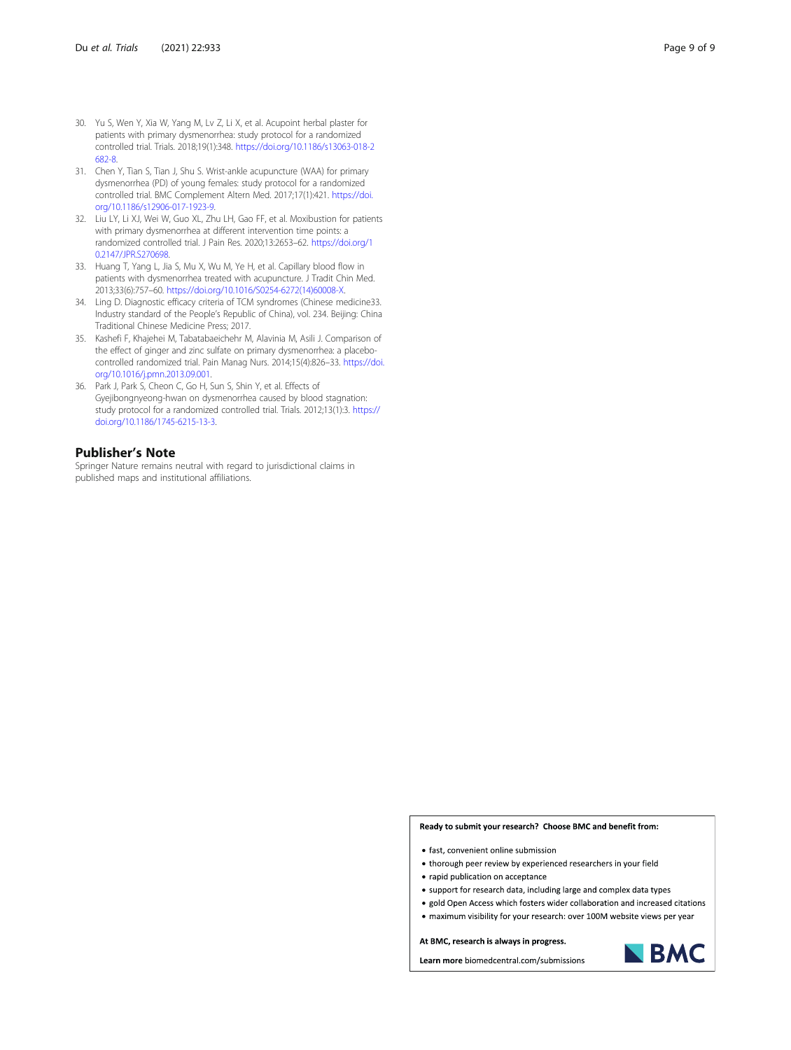30. Yu S, Wen Y, Xia W, Yang M, Lv Z, Li X, et al. Acupoint herbal plaster for patients with primary dysmenorrhea: study protocol for a randomized controlled trial. Trials. 2018;19(1):348. https://doi.org/10.1186/s13063-018-2682-8.
31. Chen Y, Tian S, Tian J, Shu S. Wrist-ankle acupuncture (WAA) for primary dysmenorrhea (PD) of young females: study protocol for a randomized controlled trial. BMC Complement Altern Med. 2017;17(1):421. https://doi.org/10.1186/s12906-017-1923-9.
32. Liu LY, Li XJ, Wei W, Guo XL, Zhu LH, Gao FF, et al. Moxibustion for patients with primary dysmenorrhea at different intervention time points: a randomized controlled trial. J Pain Res. 2020;13:2653–62. https://doi.org/10.2147/JPR.S270698.
33. Huang T, Yang L, Jia S, Mu X, Wu M, Ye H, et al. Capillary blood flow in patients with dysmenorrhea treated with acupuncture. J Tradit Chin Med. 2013;33(6):757–60. https://doi.org/10.1016/S0254-6272(14)60008-X.
34. Ling D. Diagnostic efficacy criteria of TCM syndromes (Chinese medicine33. Industry standard of the People's Republic of China), vol. 234. Beijing: China Traditional Chinese Medicine Press; 2017.
35. Kashefi F, Khajehei M, Tabatabaeichehr M, Alavinia M, Asili J. Comparison of the effect of ginger and zinc sulfate on primary dysmenorrhea: a placebo-controlled randomized trial. Pain Manag Nurs. 2014;15(4):826–33. https://doi.org/10.1016/j.pmn.2013.09.001.
36. Park J, Park S, Cheon C, Go H, Sun S, Shin Y, et al. Effects of Gyejibongnyeong-hwan on dysmenorrhea caused by blood stagnation: study protocol for a randomized controlled trial. Trials. 2012;13(1):3. https://doi.org/10.1186/1745-6215-13-3.

## Publisher's Note

Springer Nature remains neutral with regard to jurisdictional claims in published maps and institutional affiliations.

**Ready to submit your research? Choose BMC and benefit from:**

- fast, convenient online submission
- thorough peer review by experienced researchers in your field
- rapid publication on acceptance
- support for research data, including large and complex data types
- gold Open Access which fosters wider collaboration and increased citations
- maximum visibility for your research: over 100M website views per year

**At BMC, research is always in progress.**

**Learn more** biomedcentral.com/submissions

BMC